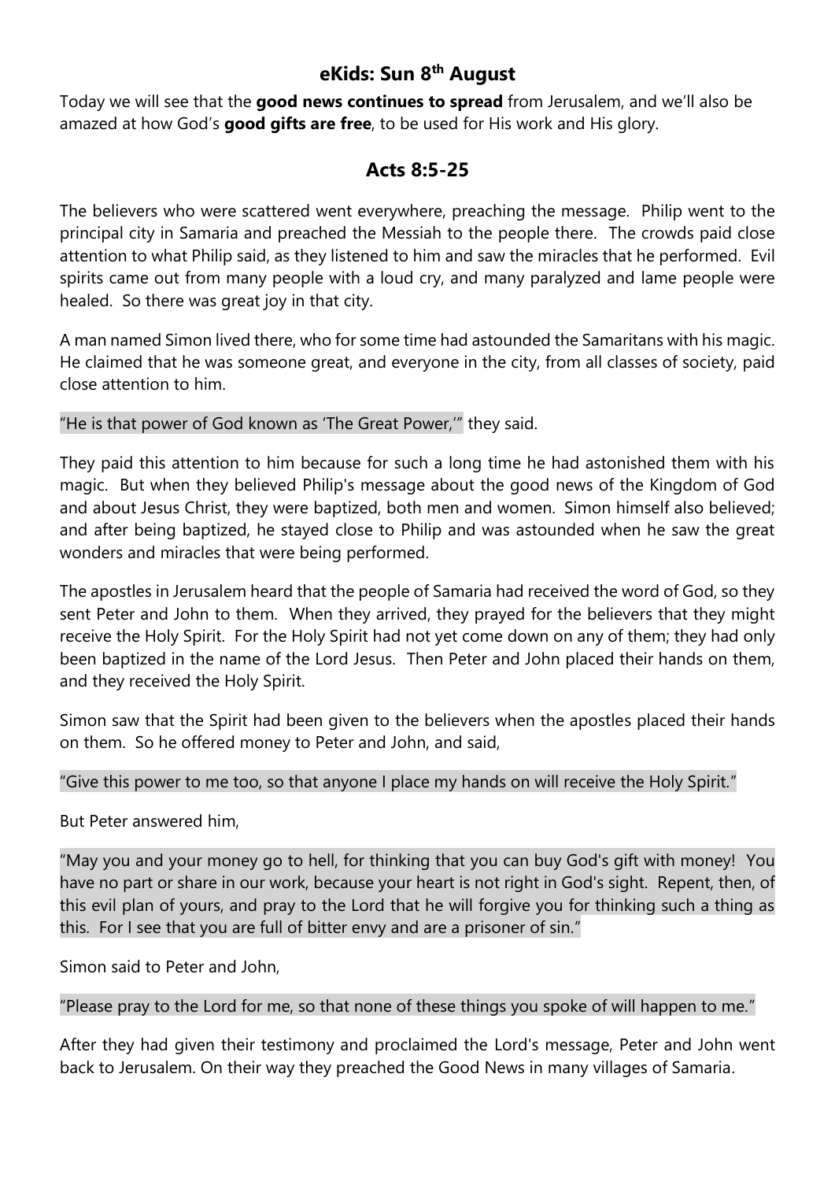# eKids: Sun 8th August

Today we will see that the **good news continues to spread** from Jerusalem, and we'll also be amazed at how God's **good gifts are free**, to be used for His work and His glory.

## Acts 8:5-25

The believers who were scattered went everywhere, preaching the message. Philip went to the principal city in Samaria and preached the Messiah to the people there. The crowds paid close attention to what Philip said, as they listened to him and saw the miracles that he performed. Evil spirits came out from many people with a loud cry, and many paralyzed and lame people were healed. So there was great joy in that city.

A man named Simon lived there, who for some time had astounded the Samaritans with his magic. He claimed that he was someone great, and everyone in the city, from all classes of society, paid close attention to him.

"He is that power of God known as 'The Great Power,'" they said.

They paid this attention to him because for such a long time he had astonished them with his magic. But when they believed Philip's message about the good news of the Kingdom of God and about Jesus Christ, they were baptized, both men and women. Simon himself also believed; and after being baptized, he stayed close to Philip and was astounded when he saw the great wonders and miracles that were being performed.

The apostles in Jerusalem heard that the people of Samaria had received the word of God, so they sent Peter and John to them. When they arrived, they prayed for the believers that they might receive the Holy Spirit. For the Holy Spirit had not yet come down on any of them; they had only been baptized in the name of the Lord Jesus. Then Peter and John placed their hands on them, and they received the Holy Spirit.

Simon saw that the Spirit had been given to the believers when the apostles placed their hands on them. So he offered money to Peter and John, and said,

"Give this power to me too, so that anyone I place my hands on will receive the Holy Spirit."

But Peter answered him,

"May you and your money go to hell, for thinking that you can buy God's gift with money! You have no part or share in our work, because your heart is not right in God's sight. Repent, then, of this evil plan of yours, and pray to the Lord that he will forgive you for thinking such a thing as this. For I see that you are full of bitter envy and are a prisoner of sin."

Simon said to Peter and John,

"Please pray to the Lord for me, so that none of these things you spoke of will happen to me."

After they had given their testimony and proclaimed the Lord's message, Peter and John went back to Jerusalem. On their way they preached the Good News in many villages of Samaria.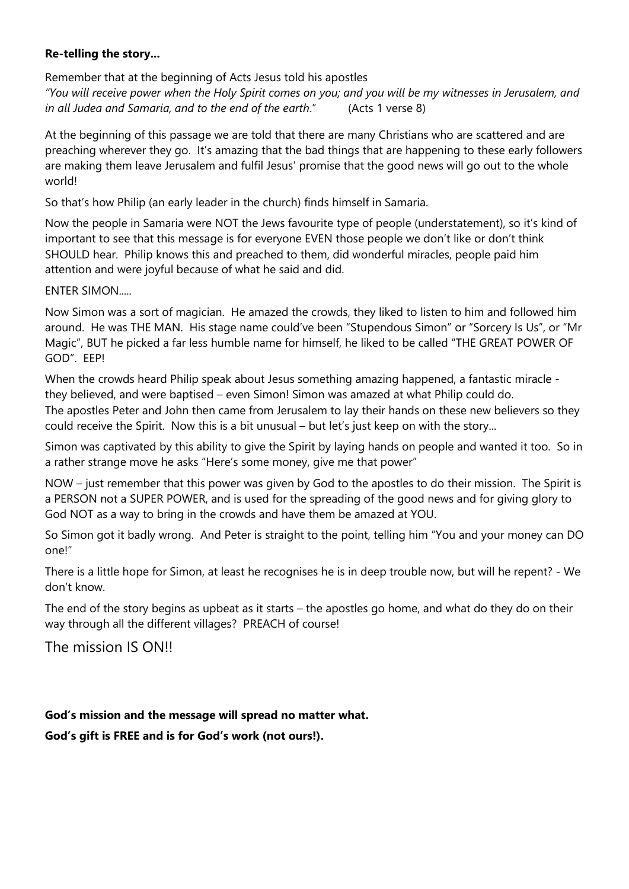**Re-telling the story...**

Remember that at the beginning of Acts Jesus told his apostles
*"You will receive power when the Holy Spirit comes on you; and you will be my witnesses in Jerusalem, and in all Judea and Samaria, and to the end of the earth*." (Acts 1 verse 8)

At the beginning of this passage we are told that there are many Christians who are scattered and are preaching wherever they go. It's amazing that the bad things that are happening to these early followers are making them leave Jerusalem and fulfil Jesus' promise that the good news will go out to the whole world!

So that's how Philip (an early leader in the church) finds himself in Samaria.

Now the people in Samaria were NOT the Jews favourite type of people (understatement), so it's kind of important to see that this message is for everyone EVEN those people we don't like or don't think SHOULD hear. Philip knows this and preached to them, did wonderful miracles, people paid him attention and were joyful because of what he said and did.

ENTER SIMON.....

Now Simon was a sort of magician. He amazed the crowds, they liked to listen to him and followed him around. He was THE MAN. His stage name could've been "Stupendous Simon" or "Sorcery Is Us", or "Mr Magic", BUT he picked a far less humble name for himself, he liked to be called "THE GREAT POWER OF GOD". EEP!

When the crowds heard Philip speak about Jesus something amazing happened, a fantastic miracle - they believed, and were baptised – even Simon! Simon was amazed at what Philip could do.
The apostles Peter and John then came from Jerusalem to lay their hands on these new believers so they could receive the Spirit. Now this is a bit unusual – but let's just keep on with the story...

Simon was captivated by this ability to give the Spirit by laying hands on people and wanted it too. So in a rather strange move he asks "Here's some money, give me that power"

NOW – just remember that this power was given by God to the apostles to do their mission. The Spirit is a PERSON not a SUPER POWER, and is used for the spreading of the good news and for giving glory to God NOT as a way to bring in the crowds and have them be amazed at YOU.

So Simon got it badly wrong. And Peter is straight to the point, telling him "You and your money can DO one!"

There is a little hope for Simon, at least he recognises he is in deep trouble now, but will he repent? - We don't know.

The end of the story begins as upbeat as it starts – the apostles go home, and what do they do on their way through all the different villages? PREACH of course!

The mission IS ON!!

**God's mission and the message will spread no matter what.**

**God's gift is FREE and is for God's work (not ours!).**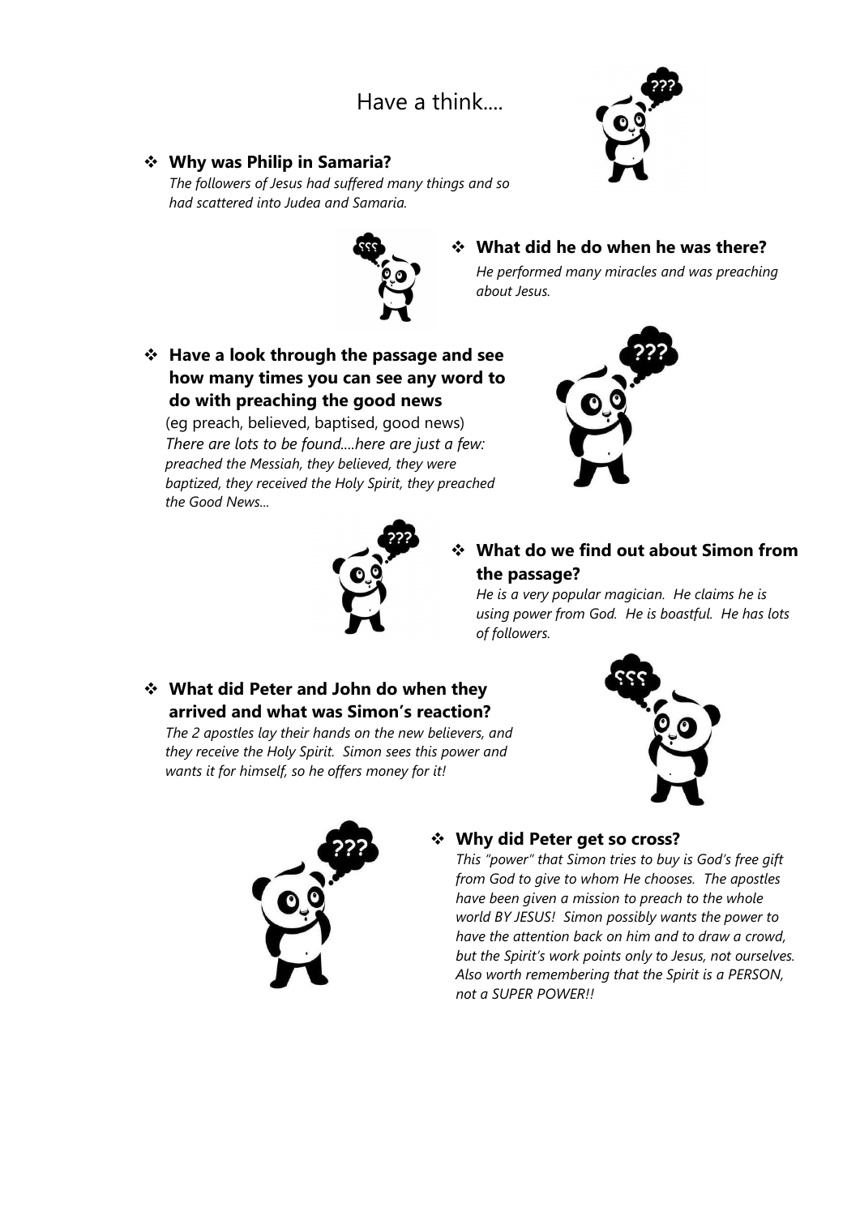# Have a think....

- **Why was Philip in Samaria?**
  *The followers of Jesus had suffered many things and so had scattered into Judea and Samaria.*

- **What did he do when he was there?**
  *He performed many miracles and was preaching about Jesus.*

- **Have a look through the passage and see how many times you can see any word to do with preaching the good news**
  (eg preach, believed, baptised, good news)
  *There are lots to be found....here are just a few: preached the Messiah, they believed, they were baptized, they received the Holy Spirit, they preached the Good News...*

- **What do we find out about Simon from the passage?**
  *He is a very popular magician. He claims he is using power from God. He is boastful. He has lots of followers.*

- **What did Peter and John do when they arrived and what was Simon's reaction?**
  *The 2 apostles lay their hands on the new believers, and they receive the Holy Spirit. Simon sees this power and wants it for himself, so he offers money for it!*

- **Why did Peter get so cross?**
  *This "power" that Simon tries to buy is God's free gift from God to give to whom He chooses. The apostles have been given a mission to preach to the whole world BY JESUS! Simon possibly wants the power to have the attention back on him and to draw a crowd, but the Spirit's work points only to Jesus, not ourselves. Also worth remembering that the Spirit is a PERSON, not a SUPER POWER!!*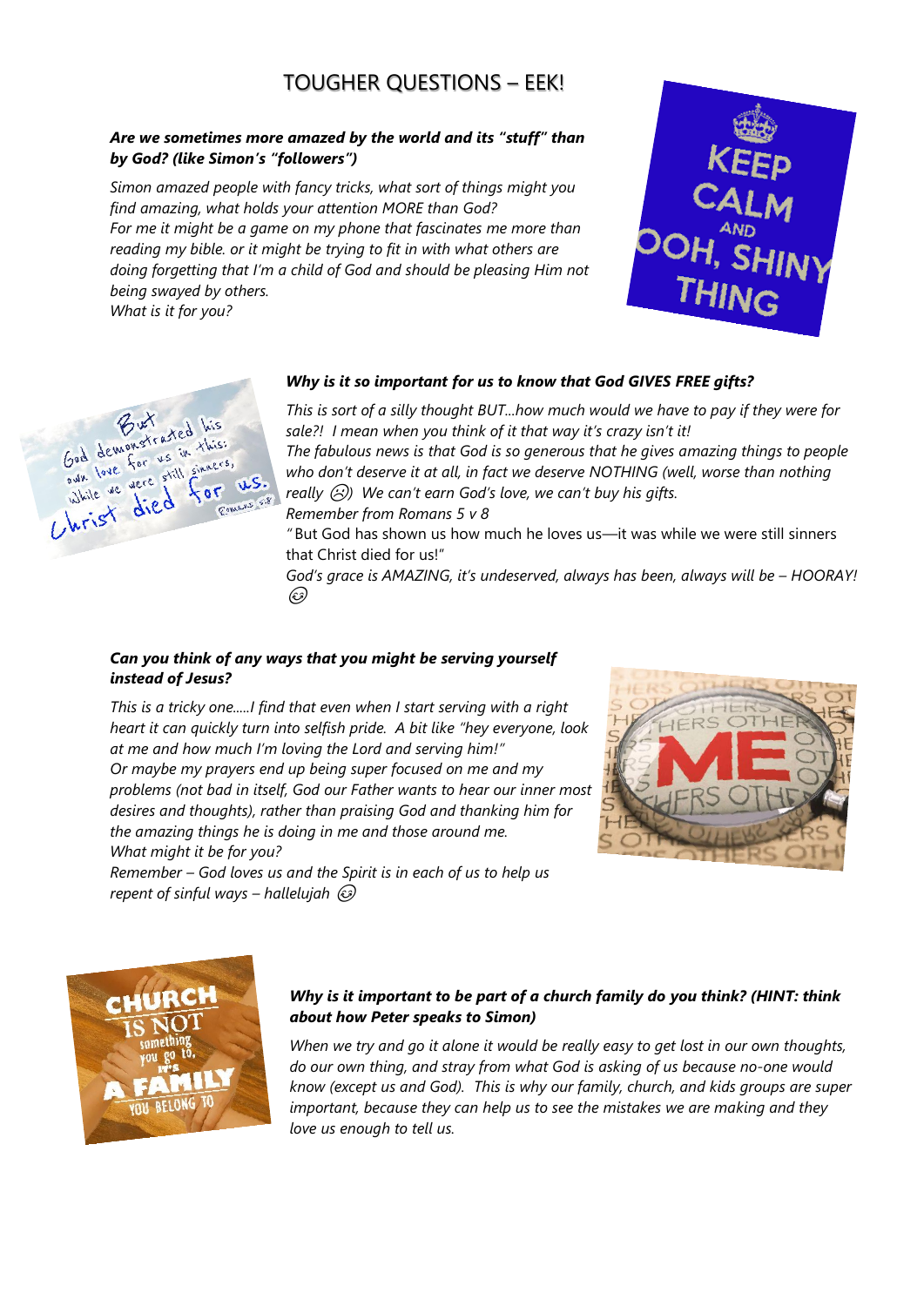# TOUGHER QUESTIONS – EEK!

***Are we sometimes more amazed by the world and its "stuff" than by God? (like Simon's "followers")***

*Simon amazed people with fancy tricks, what sort of things might you find amazing, what holds your attention MORE than God?*
*For me it might be a game on my phone that fascinates me more than reading my bible. or it might be trying to fit in with what others are doing forgetting that I'm a child of God and should be pleasing Him not being swayed by others.*
*What is it for you?*

***Why is it so important for us to know that God GIVES FREE gifts?***

*This is sort of a silly thought BUT…how much would we have to pay if they were for sale?! I mean when you think of it that way it's crazy isn't it!*
*The fabulous news is that God is so generous that he gives amazing things to people who don't deserve it at all, in fact we deserve NOTHING (well, worse than nothing really ☹) We can't earn God's love, we can't buy his gifts.*
*Remember from Romans 5 v 8*
"But God has shown us how much he loves us—it was while we were still sinners that Christ died for us!"
*God's grace is AMAZING, it's undeserved, always has been, always will be – HOORAY!* ☺

***Can you think of any ways that you might be serving yourself instead of Jesus?***

*This is a tricky one…..I find that even when I start serving with a right heart it can quickly turn into selfish pride. A bit like "hey everyone, look at me and how much I'm loving the Lord and serving him!"*
*Or maybe my prayers end up being super focused on me and my problems (not bad in itself, God our Father wants to hear our inner most desires and thoughts), rather than praising God and thanking him for the amazing things he is doing in me and those around me.*
*What might it be for you?*
*Remember – God loves us and the Spirit is in each of us to help us repent of sinful ways – hallelujah* ☺

***Why is it important to be part of a church family do you think? (HINT: think about how Peter speaks to Simon)***

*When we try and go it alone it would be really easy to get lost in our own thoughts, do our own thing, and stray from what God is asking of us because no-one would know (except us and God). This is why our family, church, and kids groups are super important, because they can help us to see the mistakes we are making and they love us enough to tell us.*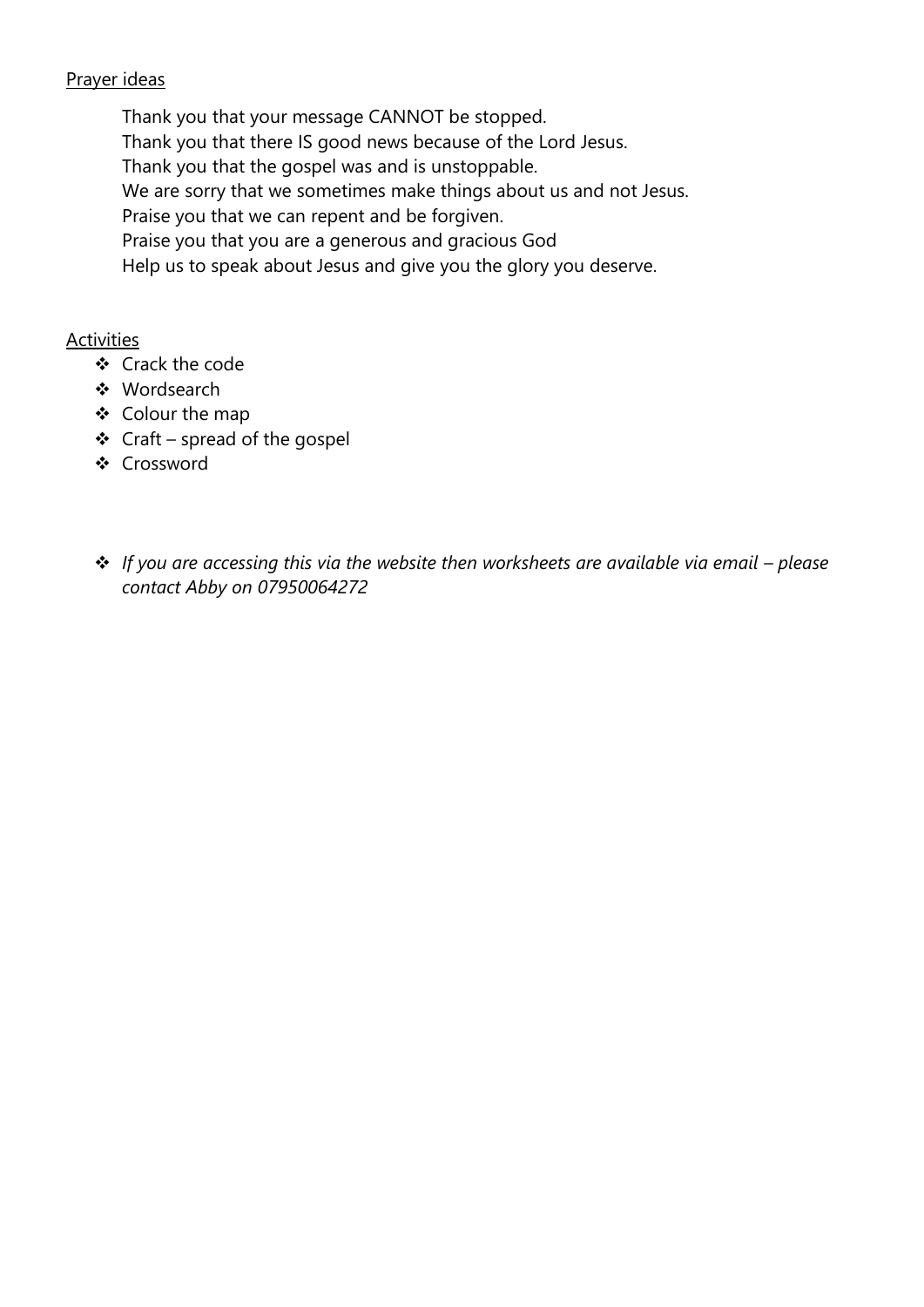<u>Prayer ideas</u>

Thank you that your message CANNOT be stopped.
Thank you that there IS good news because of the Lord Jesus.
Thank you that the gospel was and is unstoppable.
We are sorry that we sometimes make things about us and not Jesus.
Praise you that we can repent and be forgiven.
Praise you that you are a generous and gracious God
Help us to speak about Jesus and give you the glory you deserve.

<u>Activities</u>

- Crack the code
- Wordsearch
- Colour the map
- Craft – spread of the gospel
- Crossword

- *If you are accessing this via the website then worksheets are available via email – please contact Abby on 07950064272*